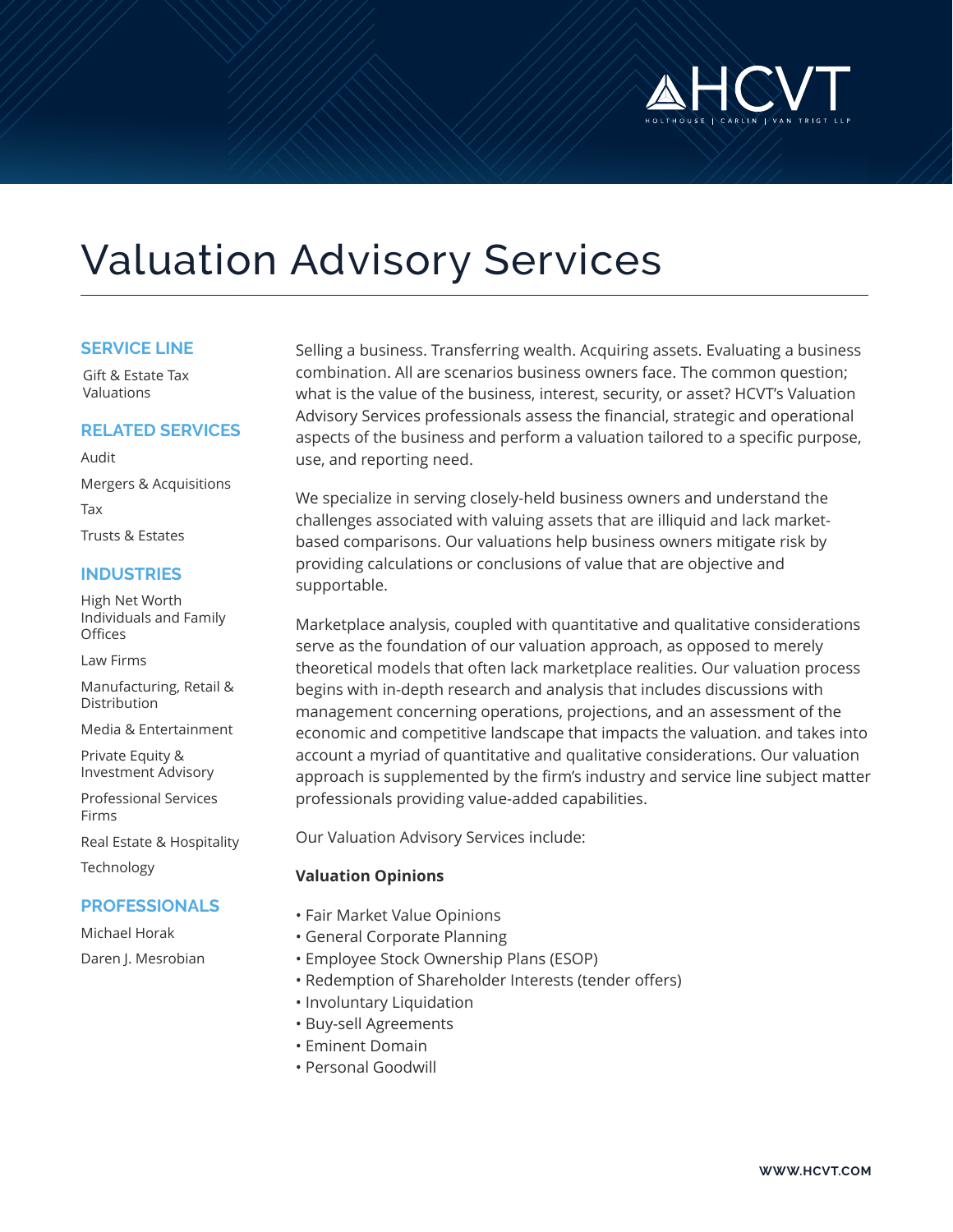# Valuation Advisory Services

## SERVICE LINE

Gift & Estate Tax Valuations

## RELATED SERVICES

Audit

Mergers & Acquisitions

Tax

Trusts & Estates

## INDUSTRIES

High Net Worth Individuals and Family Offices

Law Firms

Manufacturing, Retail & Distribution

Media & Entertainment

Private Equity & Investment Advisory

Professional Services Firms

Real Estate & Hospitality

Technology

## PROFESSIONALS

Michael Horak

Daren J. Mesrobian

Selling a business. Transferring wealth. Acquiring assets. Evaluating a business combination. All are scenarios business owners face. The common question; what is the value of the business, interest, security, or asset? HCVT's Valuation Advisory Services professionals assess the financial, strategic and operational aspects of the business and perform a valuation tailored to a specific purpose, use, and reporting need.

We specialize in serving closely-held business owners and understand the challenges associated with valuing assets that are illiquid and lack market-based comparisons. Our valuations help business owners mitigate risk by providing calculations or conclusions of value that are objective and supportable.

Marketplace analysis, coupled with quantitative and qualitative considerations serve as the foundation of our valuation approach, as opposed to merely theoretical models that often lack marketplace realities. Our valuation process begins with in-depth research and analysis that includes discussions with management concerning operations, projections, and an assessment of the economic and competitive landscape that impacts the valuation. and takes into account a myriad of quantitative and qualitative considerations. Our valuation approach is supplemented by the firm's industry and service line subject matter professionals providing value-added capabilities.

Our Valuation Advisory Services include:

**Valuation Opinions**

- Fair Market Value Opinions
- General Corporate Planning
- Employee Stock Ownership Plans (ESOP)
- Redemption of Shareholder Interests (tender offers)
- Involuntary Liquidation
- Buy-sell Agreements
- Eminent Domain
- Personal Goodwill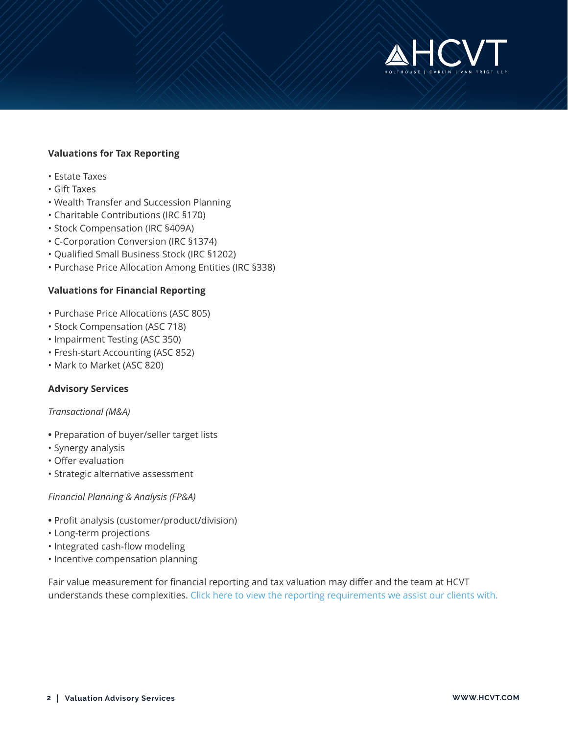### Valuations for Tax Reporting

- Estate Taxes
- Gift Taxes
- Wealth Transfer and Succession Planning
- Charitable Contributions (IRC §170)
- Stock Compensation (IRC §409A)
- C-Corporation Conversion (IRC §1374)
- Qualified Small Business Stock (IRC §1202)
- Purchase Price Allocation Among Entities (IRC §338)

### Valuations for Financial Reporting

- Purchase Price Allocations (ASC 805)
- Stock Compensation (ASC 718)
- Impairment Testing (ASC 350)
- Fresh-start Accounting (ASC 852)
- Mark to Market (ASC 820)

### Advisory Services

*Transactional (M&A)*

- Preparation of buyer/seller target lists
- Synergy analysis
- Offer evaluation
- Strategic alternative assessment

*Financial Planning & Analysis (FP&A)*

- Profit analysis (customer/product/division)
- Long-term projections
- Integrated cash-flow modeling
- Incentive compensation planning

Fair value measurement for financial reporting and tax valuation may differ and the team at HCVT understands these complexities. Click here to view the reporting requirements we assist our clients with.